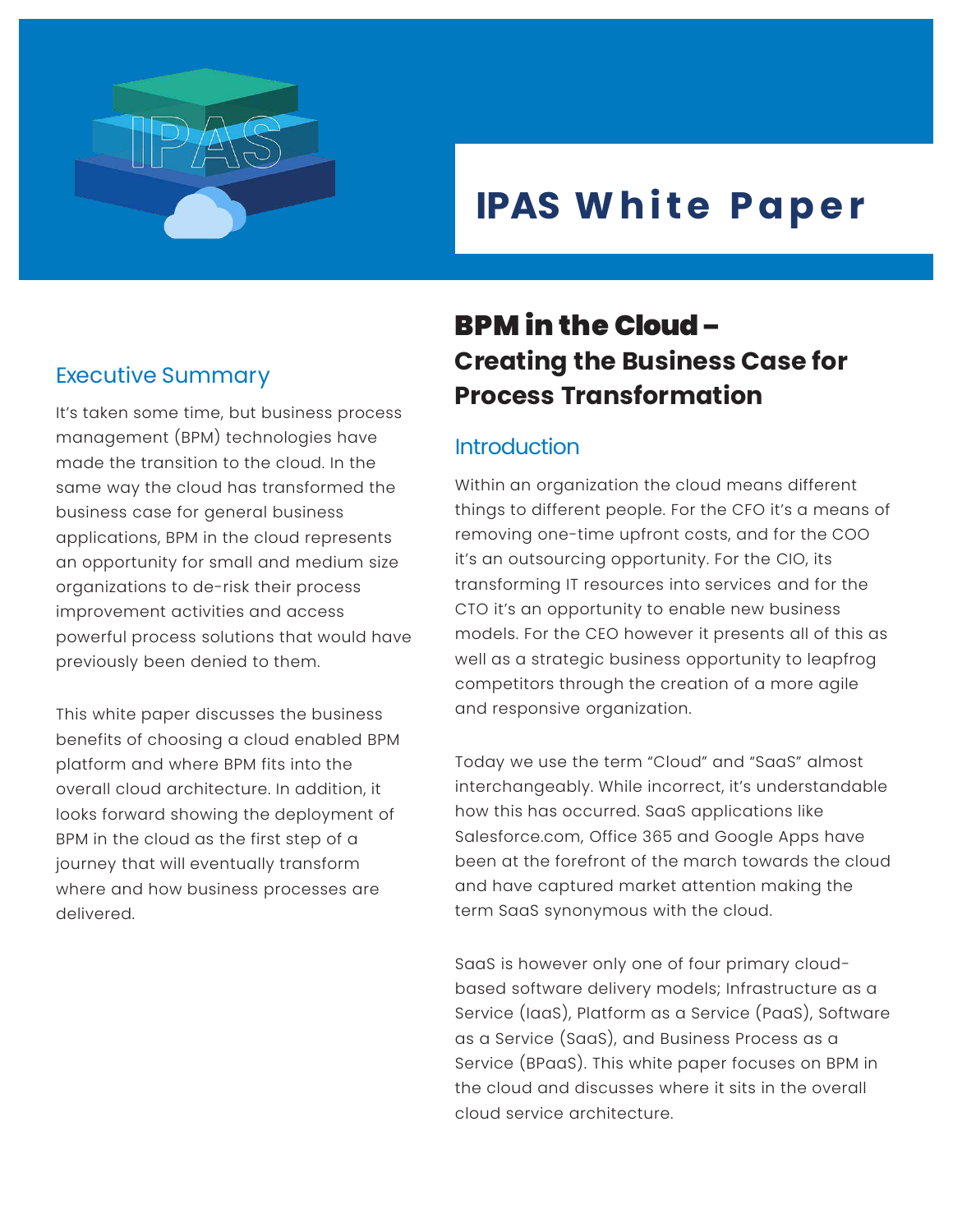# IPAS White Paper

## BPM in the Cloud – Creating the Business Case for Process Transformation

### Executive Summary

It's taken some time, but business process management (BPM) technologies have made the transition to the cloud. In the same way the cloud has transformed the business case for general business applications, BPM in the cloud represents an opportunity for small and medium size organizations to de-risk their process improvement activities and access powerful process solutions that would have previously been denied to them.

This white paper discusses the business benefits of choosing a cloud enabled BPM platform and where BPM fits into the overall cloud architecture. In addition, it looks forward showing the deployment of BPM in the cloud as the first step of a journey that will eventually transform where and how business processes are delivered.

### Introduction

Within an organization the cloud means different things to different people. For the CFO it's a means of removing one-time upfront costs, and for the COO it's an outsourcing opportunity. For the CIO, its transforming IT resources into services and for the CTO it's an opportunity to enable new business models. For the CEO however it presents all of this as well as a strategic business opportunity to leapfrog competitors through the creation of a more agile and responsive organization.

Today we use the term "Cloud" and "SaaS" almost interchangeably. While incorrect, it's understandable how this has occurred. SaaS applications like Salesforce.com, Office 365 and Google Apps have been at the forefront of the march towards the cloud and have captured market attention making the term SaaS synonymous with the cloud.

SaaS is however only one of four primary cloud-based software delivery models; Infrastructure as a Service (IaaS), Platform as a Service (PaaS), Software as a Service (SaaS), and Business Process as a Service (BPaaS). This white paper focuses on BPM in the cloud and discusses where it sits in the overall cloud service architecture.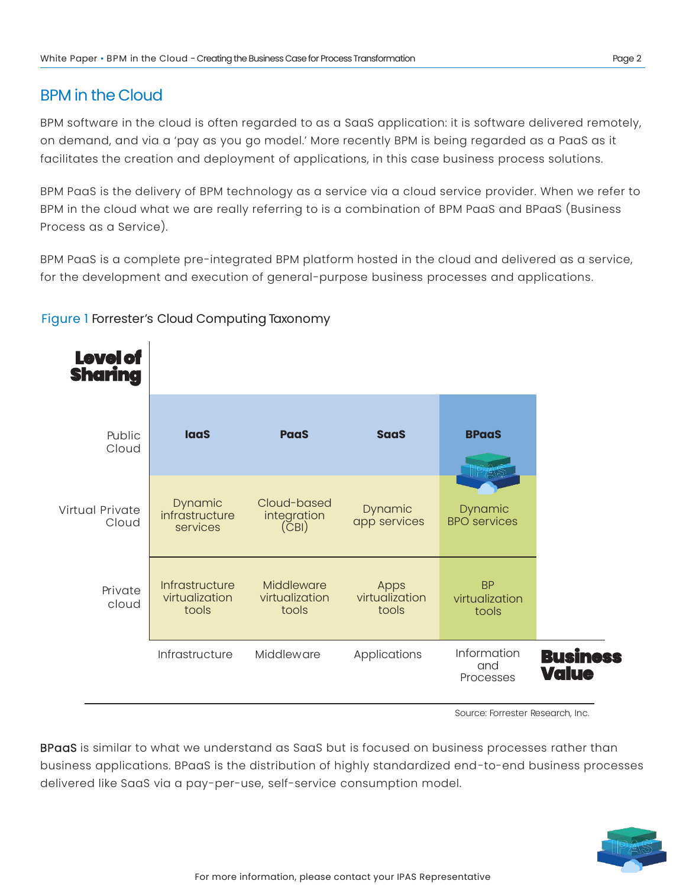## BPM in the Cloud

BPM software in the cloud is often regarded to as a SaaS application: it is software delivered remotely, on demand, and via a 'pay as you go model.' More recently BPM is being regarded as a PaaS as it facilitates the creation and deployment of applications, in this case business process solutions.

BPM PaaS is the delivery of BPM technology as a service via a cloud service provider. When we refer to BPM in the cloud what we are really referring to is a combination of BPM PaaS and BPaaS (Business Process as a Service).

BPM PaaS is a complete pre-integrated BPM platform hosted in the cloud and delivered as a service, for the development and execution of general-purpose business processes and applications.

Figure 1 Forrester's Cloud Computing Taxonomy

| Level of Sharing | | | | |
|---|---|---|---|---|
| Public Cloud | **IaaS** | **PaaS** | **SaaS** | **BPaaS** |
| Virtual Private Cloud | Dynamic infrastructure services | Cloud-based integration (CBI) | Dynamic app services | Dynamic BPO services |
| Private cloud | Infrastructure virtualization tools | Middleware virtualization tools | Apps virtualization tools | BP virtualization tools |
| | Infrastructure | Middleware | Applications | Information and Processes |

**Business Value**

Source: Forrester Research, Inc.

BPaaS is similar to what we understand as SaaS but is focused on business processes rather than business applications. BPaaS is the distribution of highly standardized end-to-end business processes delivered like SaaS via a pay-per-use, self-service consumption model.

For more information, please contact your IPAS Representative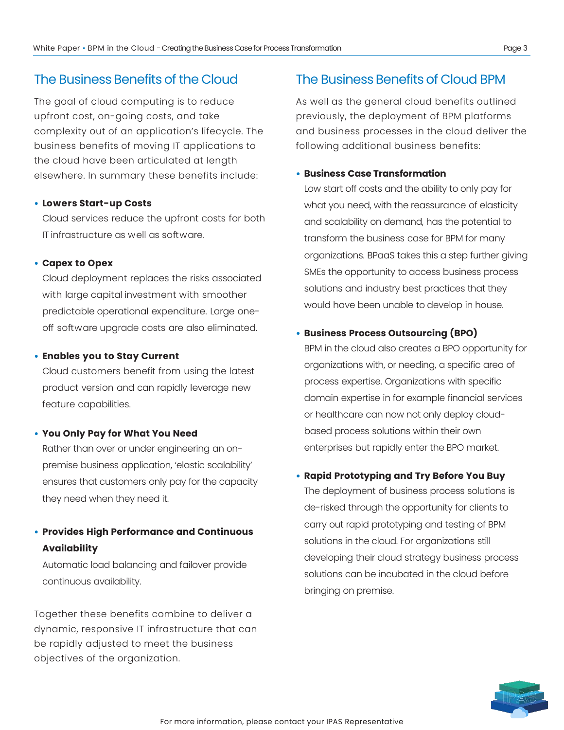## The Business Benefits of the Cloud

The goal of cloud computing is to reduce upfront cost, on-going costs, and take complexity out of an application's lifecycle. The business benefits of moving IT applications to the cloud have been articulated at length elsewhere. In summary these benefits include:

- **Lowers Start-up Costs**
  Cloud services reduce the upfront costs for both IT infrastructure as well as software.

- **Capex to Opex**
  Cloud deployment replaces the risks associated with large capital investment with smoother predictable operational expenditure. Large one-off software upgrade costs are also eliminated.

- **Enables you to Stay Current**
  Cloud customers benefit from using the latest product version and can rapidly leverage new feature capabilities.

- **You Only Pay for What You Need**
  Rather than over or under engineering an on-premise business application, 'elastic scalability' ensures that customers only pay for the capacity they need when they need it.

- **Provides High Performance and Continuous Availability**
  Automatic load balancing and failover provide continuous availability.

Together these benefits combine to deliver a dynamic, responsive IT infrastructure that can be rapidly adjusted to meet the business objectives of the organization.

## The Business Benefits of Cloud BPM

As well as the general cloud benefits outlined previously, the deployment of BPM platforms and business processes in the cloud deliver the following additional business benefits:

- **Business Case Transformation**
  Low start off costs and the ability to only pay for what you need, with the reassurance of elasticity and scalability on demand, has the potential to transform the business case for BPM for many organizations. BPaaS takes this a step further giving SMEs the opportunity to access business process solutions and industry best practices that they would have been unable to develop in house.

- **Business Process Outsourcing (BPO)**
  BPM in the cloud also creates a BPO opportunity for organizations with, or needing, a specific area of process expertise. Organizations with specific domain expertise in for example financial services or healthcare can now not only deploy cloud-based process solutions within their own enterprises but rapidly enter the BPO market.

- **Rapid Prototyping and Try Before You Buy**
  The deployment of business process solutions is de-risked through the opportunity for clients to carry out rapid prototyping and testing of BPM solutions in the cloud. For organizations still developing their cloud strategy business process solutions can be incubated in the cloud before bringing on premise.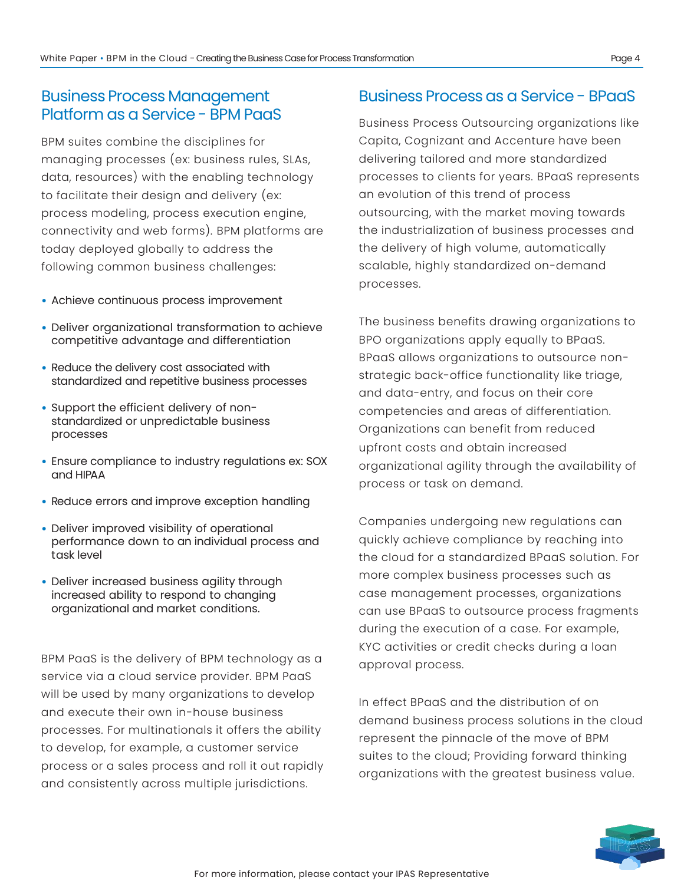## Business Process Management Platform as a Service - BPM PaaS

BPM suites combine the disciplines for managing processes (ex: business rules, SLAs, data, resources) with the enabling technology to facilitate their design and delivery (ex: process modeling, process execution engine, connectivity and web forms). BPM platforms are today deployed globally to address the following common business challenges:

- Achieve continuous process improvement
- Deliver organizational transformation to achieve competitive advantage and differentiation
- Reduce the delivery cost associated with standardized and repetitive business processes
- Support the efficient delivery of non-standardized or unpredictable business processes
- Ensure compliance to industry regulations ex: SOX and HIPAA
- Reduce errors and improve exception handling
- Deliver improved visibility of operational performance down to an individual process and task level
- Deliver increased business agility through increased ability to respond to changing organizational and market conditions.

BPM PaaS is the delivery of BPM technology as a service via a cloud service provider. BPM PaaS will be used by many organizations to develop and execute their own in-house business processes. For multinationals it offers the ability to develop, for example, a customer service process or a sales process and roll it out rapidly and consistently across multiple jurisdictions.

## Business Process as a Service - BPaaS

Business Process Outsourcing organizations like Capita, Cognizant and Accenture have been delivering tailored and more standardized processes to clients for years. BPaaS represents an evolution of this trend of process outsourcing, with the market moving towards the industrialization of business processes and the delivery of high volume, automatically scalable, highly standardized on-demand processes.

The business benefits drawing organizations to BPO organizations apply equally to BPaaS. BPaaS allows organizations to outsource non-strategic back-office functionality like triage, and data-entry, and focus on their core competencies and areas of differentiation. Organizations can benefit from reduced upfront costs and obtain increased organizational agility through the availability of process or task on demand.

Companies undergoing new regulations can quickly achieve compliance by reaching into the cloud for a standardized BPaaS solution. For more complex business processes such as case management processes, organizations can use BPaaS to outsource process fragments during the execution of a case. For example, KYC activities or credit checks during a loan approval process.

In effect BPaaS and the distribution of on demand business process solutions in the cloud represent the pinnacle of the move of BPM suites to the cloud; Providing forward thinking organizations with the greatest business value.

For more information, please contact your IPAS Representative